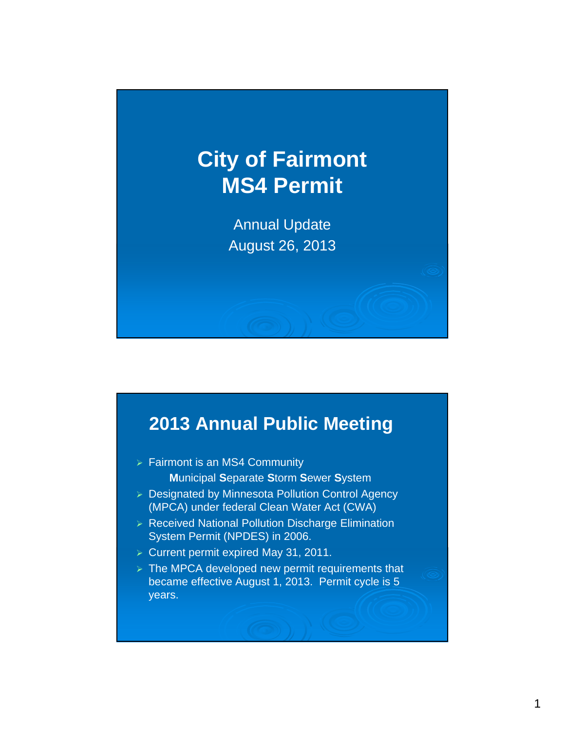# City of Fairmont
# MS4 Permit

Annual Update

August 26, 2013

## 2013 Annual Public Meeting

- Fairmont is an MS4 Community

  **M**unicipal **S**eparate **S**torm **S**ewer **S**ystem
- Designated by Minnesota Pollution Control Agency (MPCA) under federal Clean Water Act (CWA)
- Received National Pollution Discharge Elimination System Permit (NPDES) in 2006.
- Current permit expired May 31, 2011.
- The MPCA developed new permit requirements that became effective August 1, 2013. Permit cycle is 5 years.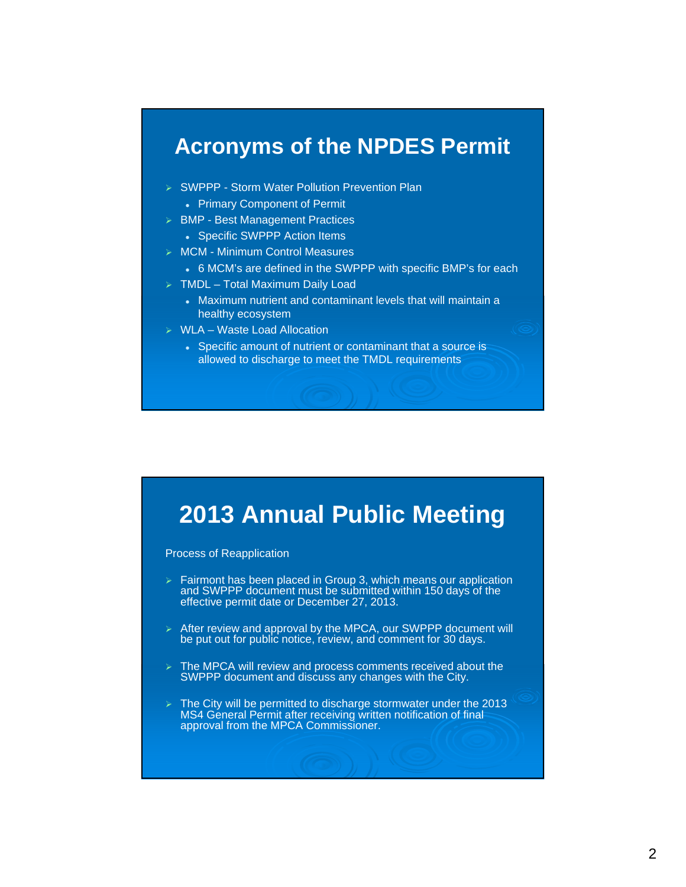## Acronyms of the NPDES Permit

- SWPPP - Storm Water Pollution Prevention Plan
  - Primary Component of Permit
- BMP - Best Management Practices
  - Specific SWPPP Action Items
- MCM - Minimum Control Measures
  - 6 MCM's are defined in the SWPPP with specific BMP's for each
- TMDL – Total Maximum Daily Load
  - Maximum nutrient and contaminant levels that will maintain a healthy ecosystem
- WLA – Waste Load Allocation
  - Specific amount of nutrient or contaminant that a source is allowed to discharge to meet the TMDL requirements

## 2013 Annual Public Meeting

Process of Reapplication

- Fairmont has been placed in Group 3, which means our application and SWPPP document must be submitted within 150 days of the effective permit date or December 27, 2013.
- After review and approval by the MPCA, our SWPPP document will be put out for public notice, review, and comment for 30 days.
- The MPCA will review and process comments received about the SWPPP document and discuss any changes with the City.
- The City will be permitted to discharge stormwater under the 2013 MS4 General Permit after receiving written notification of final approval from the MPCA Commissioner.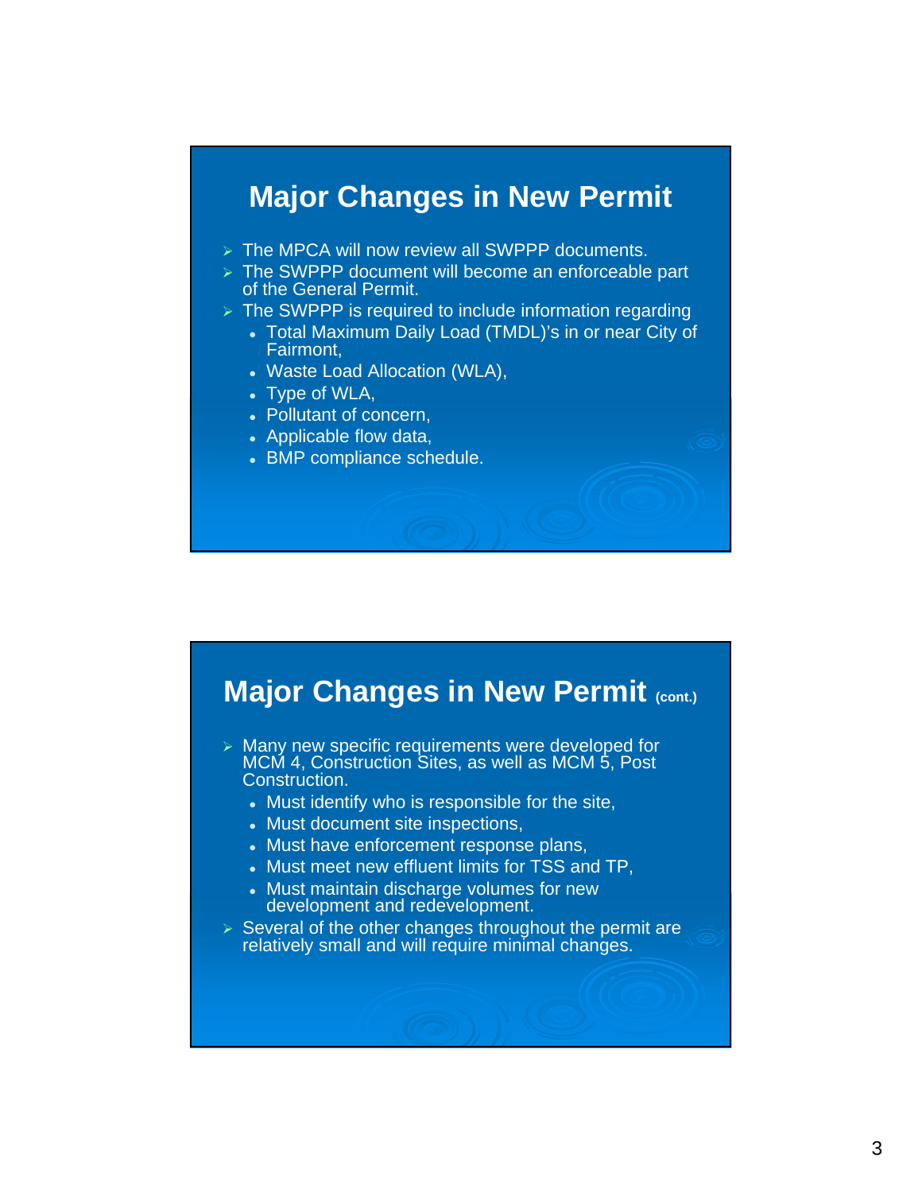## Major Changes in New Permit

- The MPCA will now review all SWPPP documents.
- The SWPPP document will become an enforceable part of the General Permit.
- The SWPPP is required to include information regarding
  - Total Maximum Daily Load (TMDL)'s in or near City of Fairmont,
  - Waste Load Allocation (WLA),
  - Type of WLA,
  - Pollutant of concern,
  - Applicable flow data,
  - BMP compliance schedule.

## Major Changes in New Permit (cont.)

- Many new specific requirements were developed for MCM 4, Construction Sites, as well as MCM 5, Post Construction.
  - Must identify who is responsible for the site,
  - Must document site inspections,
  - Must have enforcement response plans,
  - Must meet new effluent limits for TSS and TP,
  - Must maintain discharge volumes for new development and redevelopment.
- Several of the other changes throughout the permit are relatively small and will require minimal changes.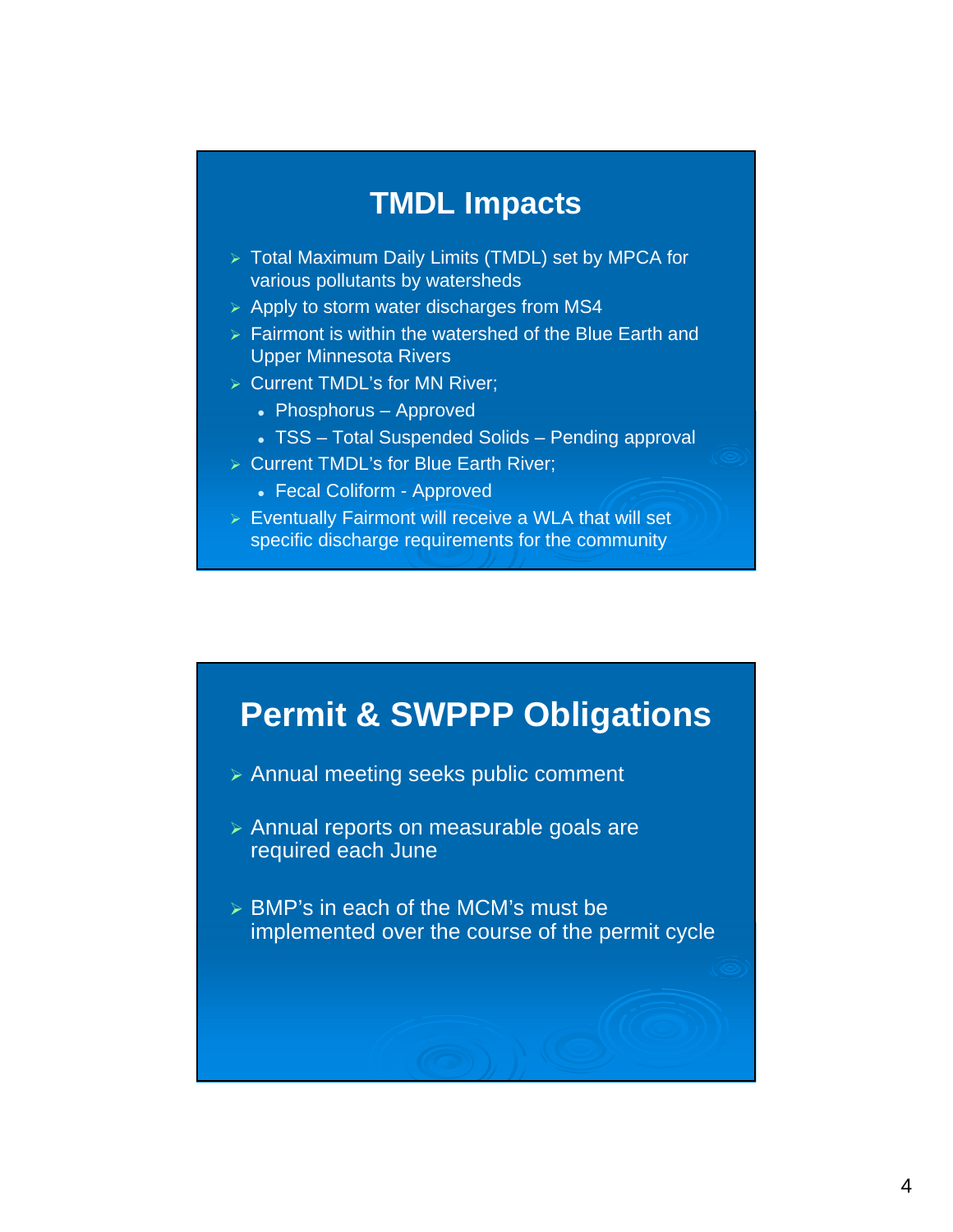## TMDL Impacts

- Total Maximum Daily Limits (TMDL) set by MPCA for various pollutants by watersheds
- Apply to storm water discharges from MS4
- Fairmont is within the watershed of the Blue Earth and Upper Minnesota Rivers
- Current TMDL's for MN River;
  - Phosphorus – Approved
  - TSS – Total Suspended Solids – Pending approval
- Current TMDL's for Blue Earth River;
  - Fecal Coliform - Approved
- Eventually Fairmont will receive a WLA that will set specific discharge requirements for the community

## Permit & SWPPP Obligations

- Annual meeting seeks public comment
- Annual reports on measurable goals are required each June
- BMP's in each of the MCM's must be implemented over the course of the permit cycle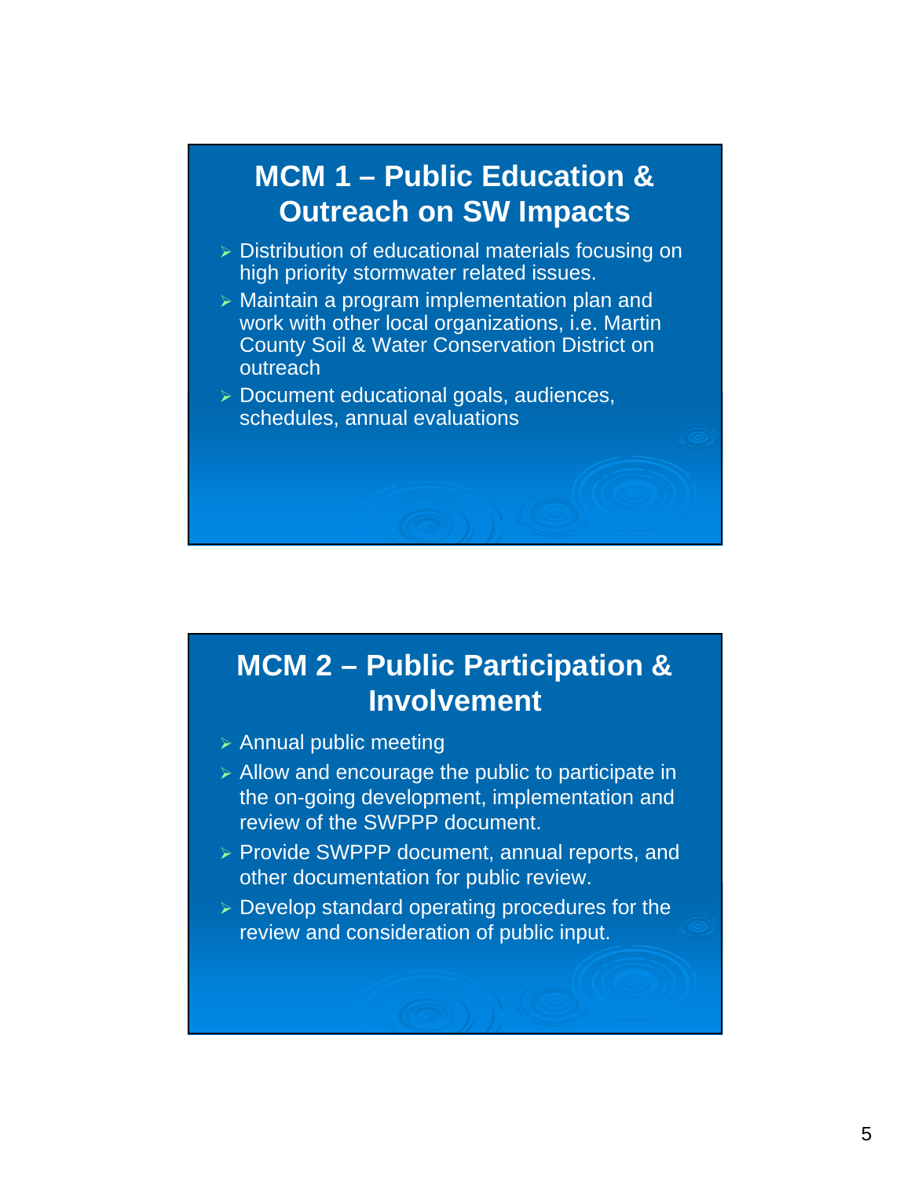## MCM 1 – Public Education & Outreach on SW Impacts

- Distribution of educational materials focusing on high priority stormwater related issues.
- Maintain a program implementation plan and work with other local organizations, i.e. Martin County Soil & Water Conservation District on outreach
- Document educational goals, audiences, schedules, annual evaluations

## MCM 2 – Public Participation & Involvement

- Annual public meeting
- Allow and encourage the public to participate in the on-going development, implementation and review of the SWPPP document.
- Provide SWPPP document, annual reports, and other documentation for public review.
- Develop standard operating procedures for the review and consideration of public input.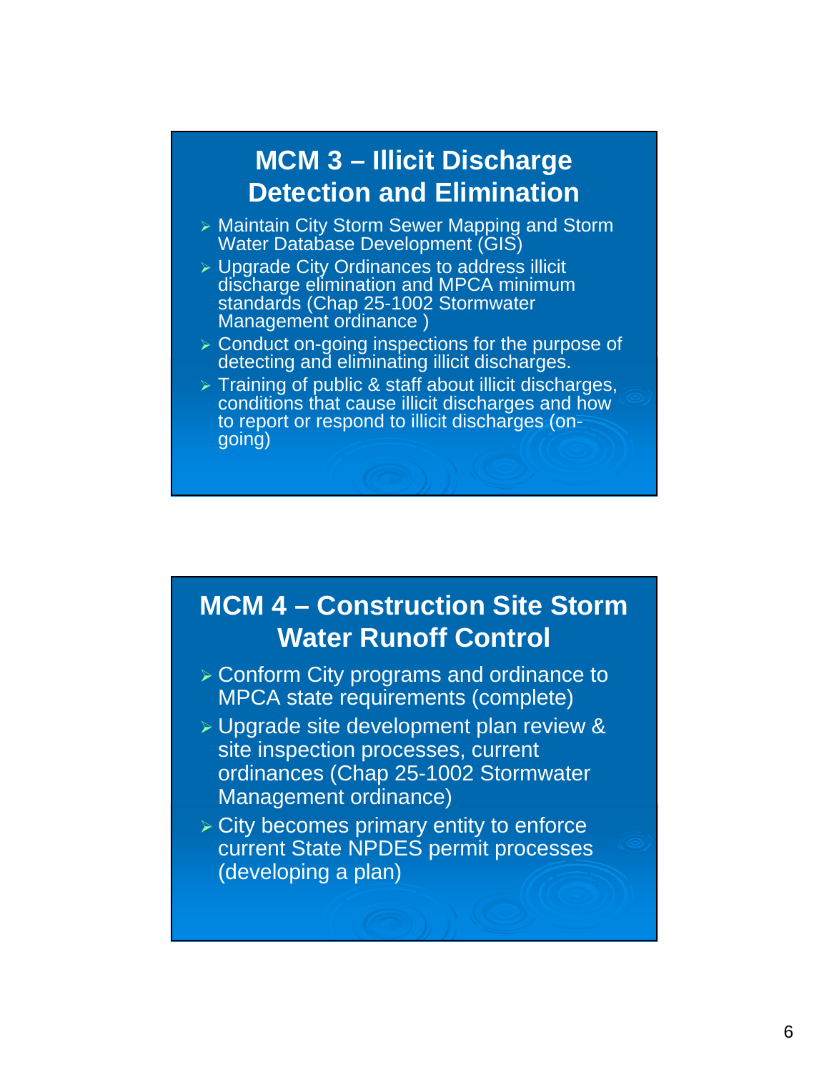## MCM 3 – Illicit Discharge Detection and Elimination

- Maintain City Storm Sewer Mapping and Storm Water Database Development (GIS)
- Upgrade City Ordinances to address illicit discharge elimination and MPCA minimum standards (Chap 25-1002 Stormwater Management ordinance )
- Conduct on-going inspections for the purpose of detecting and eliminating illicit discharges.
- Training of public & staff about illicit discharges, conditions that cause illicit discharges and how to report or respond to illicit discharges (on-going)

## MCM 4 – Construction Site Storm Water Runoff Control

- Conform City programs and ordinance to MPCA state requirements (complete)
- Upgrade site development plan review & site inspection processes, current ordinances (Chap 25-1002 Stormwater Management ordinance)
- City becomes primary entity to enforce current State NPDES permit processes (developing a plan)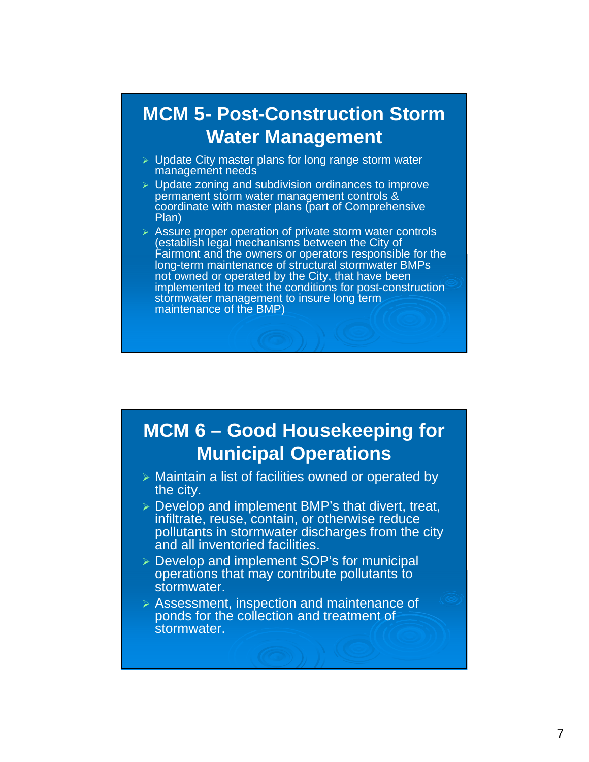## MCM 5- Post-Construction Storm Water Management

- Update City master plans for long range storm water management needs
- Update zoning and subdivision ordinances to improve permanent storm water management controls & coordinate with master plans (part of Comprehensive Plan)
- Assure proper operation of private storm water controls (establish legal mechanisms between the City of Fairmont and the owners or operators responsible for the long-term maintenance of structural stormwater BMPs not owned or operated by the City, that have been implemented to meet the conditions for post-construction stormwater management to insure long term maintenance of the BMP)

## MCM 6 – Good Housekeeping for Municipal Operations

- Maintain a list of facilities owned or operated by the city.
- Develop and implement BMP's that divert, treat, infiltrate, reuse, contain, or otherwise reduce pollutants in stormwater discharges from the city and all inventoried facilities.
- Develop and implement SOP's for municipal operations that may contribute pollutants to stormwater.
- Assessment, inspection and maintenance of ponds for the collection and treatment of stormwater.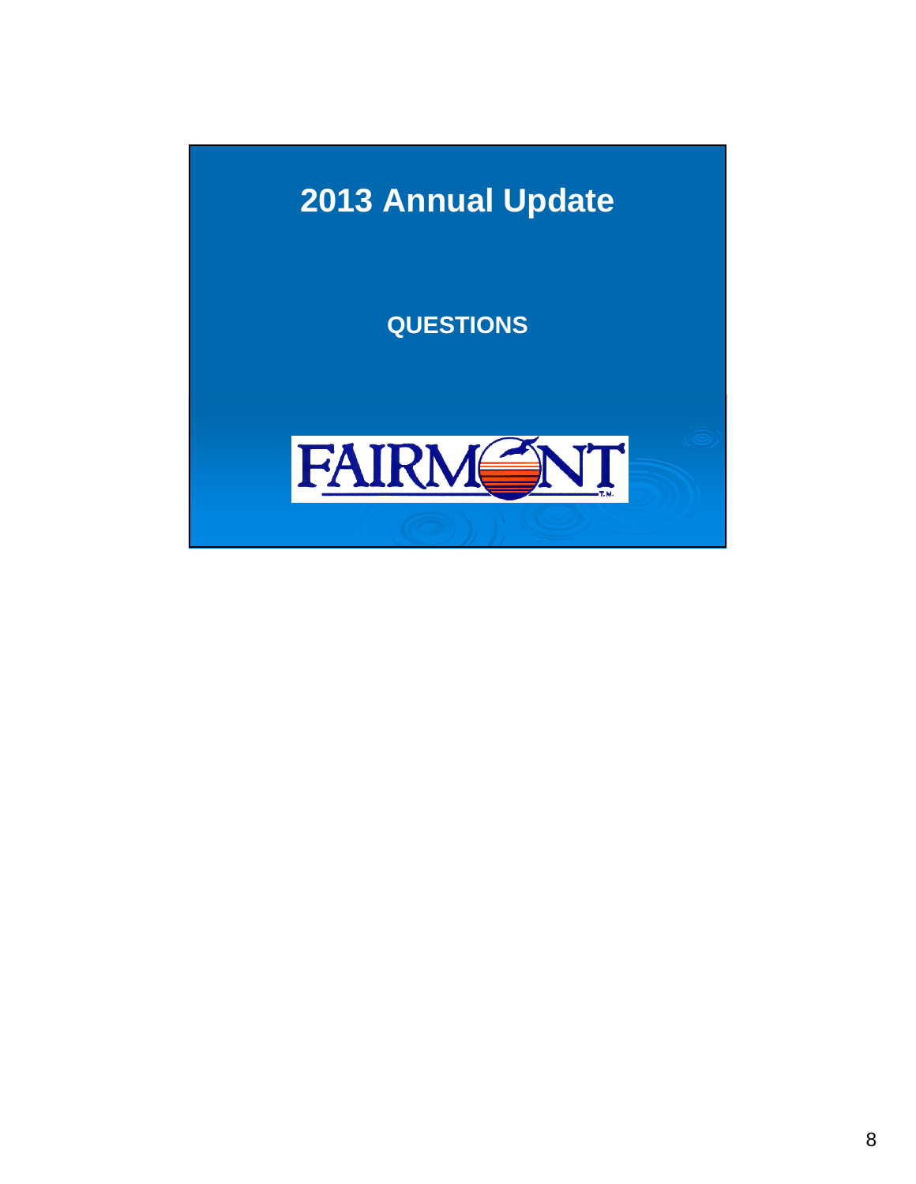# 2013 Annual Update

**QUESTIONS**

FAIRMONT